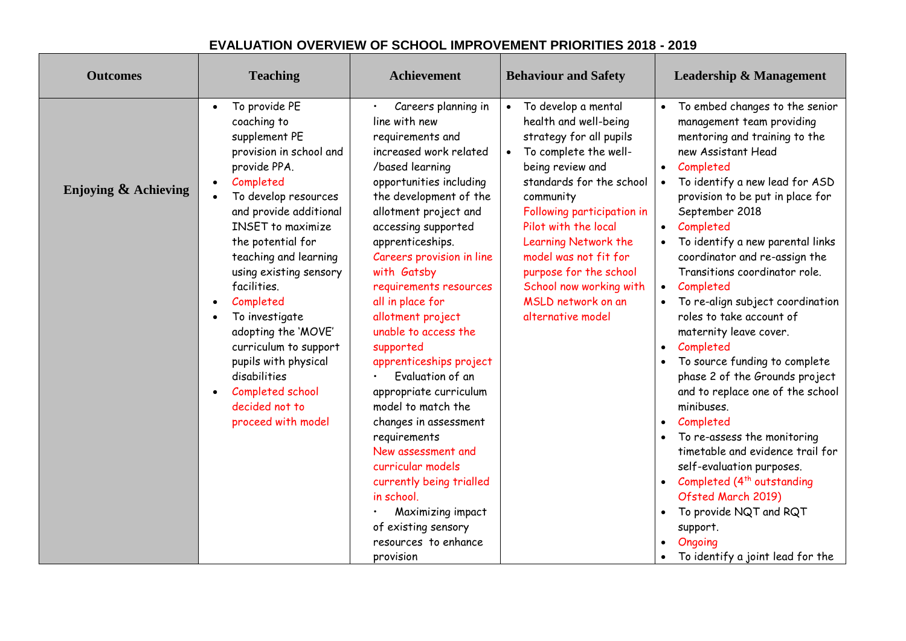# EVALUATION OVERVIEW OF SCHOOL IMPROVEMENT PRIORITIES 2018 - 2019

| Outcomes | Teaching | Achievement | Behaviour and Safety | Leadership & Management |
|---|---|---|---|---|
| **Enjoying & Achieving** | • To provide PE coaching to supplement PE provision in school and provide PPA.<br>• Completed<br>• To develop resources and provide additional INSET to maximize the potential for teaching and learning using existing sensory facilities.<br>• Completed<br>• To investigate adopting the 'MOVE' curriculum to support pupils with physical disabilities<br>• Completed school decided not to proceed with model | • Careers planning in line with new requirements and increased work related /based learning opportunities including the development of the allotment project and accessing supported apprenticeships.<br>Careers provision in line with Gatsby requirements resources all in place for allotment project unable to access the supported apprenticeships project<br>• Evaluation of an appropriate curriculum model to match the changes in assessment requirements<br>New assessment and curricular models currently being trialled in school.<br>• Maximizing impact of existing sensory resources to enhance provision | • To develop a mental health and well-being strategy for all pupils<br>• To complete the well-being review and standards for the school community<br>Following participation in Pilot with the local Learning Network the model was not fit for purpose for the school School now working with MSLD network on an alternative model | • To embed changes to the senior management team providing mentoring and training to the new Assistant Head<br>• Completed<br>• To identify a new lead for ASD provision to be put in place for September 2018<br>• Completed<br>• To identify a new parental links coordinator and re-assign the Transitions coordinator role.<br>• Completed<br>• To re-align subject coordination roles to take account of maternity leave cover.<br>• Completed<br>• To source funding to complete phase 2 of the Grounds project and to replace one of the school minibuses.<br>• Completed<br>• To re-assess the monitoring timetable and evidence trail for self-evaluation purposes.<br>• Completed (4th outstanding Ofsted March 2019)<br>• To provide NQT and RQT support.<br>• Ongoing<br>• To identify a joint lead for the |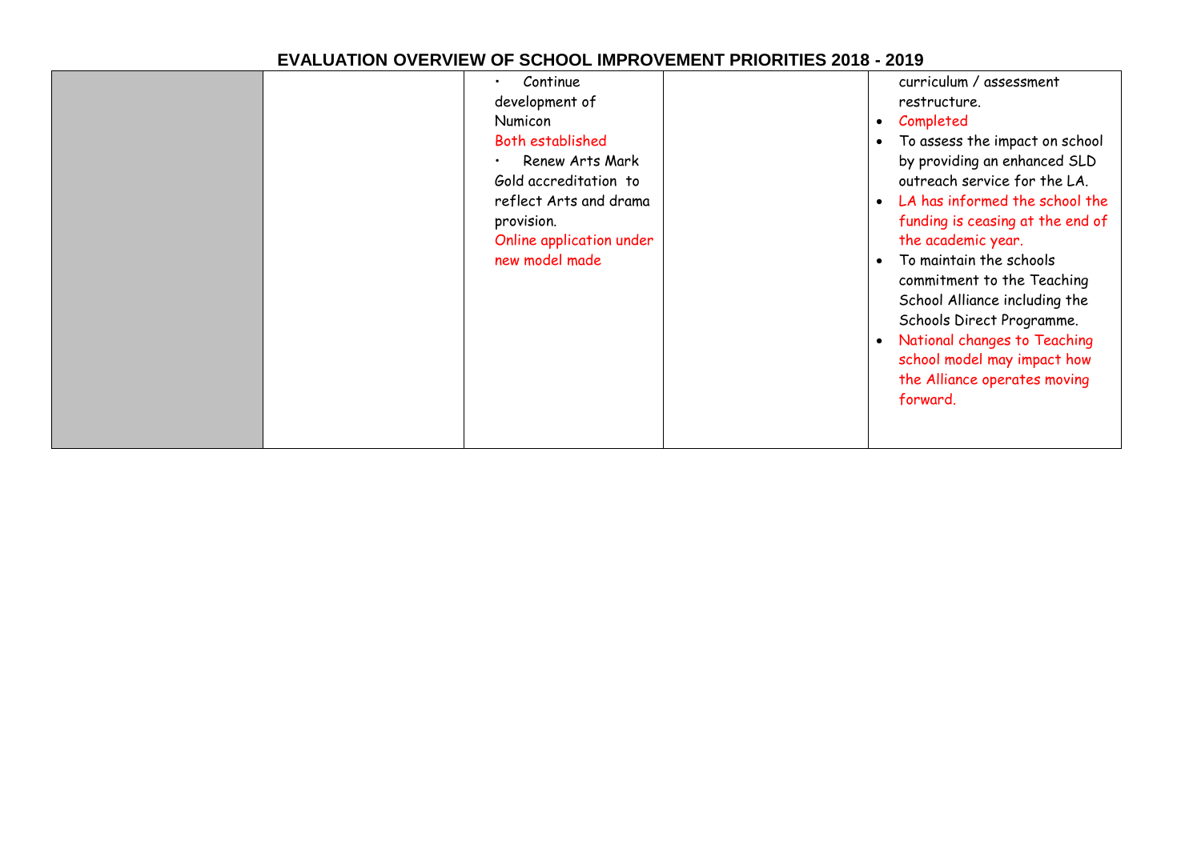# EVALUATION OVERVIEW OF SCHOOL IMPROVEMENT PRIORITIES 2018 - 2019

| | | | | |
|---|---|---|---|---|
| | | • Continue development of Numicon<br>Both established<br>• Renew Arts Mark Gold accreditation to reflect Arts and drama provision.<br>Online application under new model made | | curriculum / assessment restructure.<br>• Completed<br>• To assess the impact on school by providing an enhanced SLD outreach service for the LA.<br>• LA has informed the school the funding is ceasing at the end of the academic year.<br>• To maintain the schools commitment to the Teaching School Alliance including the Schools Direct Programme.<br>• National changes to Teaching school model may impact how the Alliance operates moving forward. |